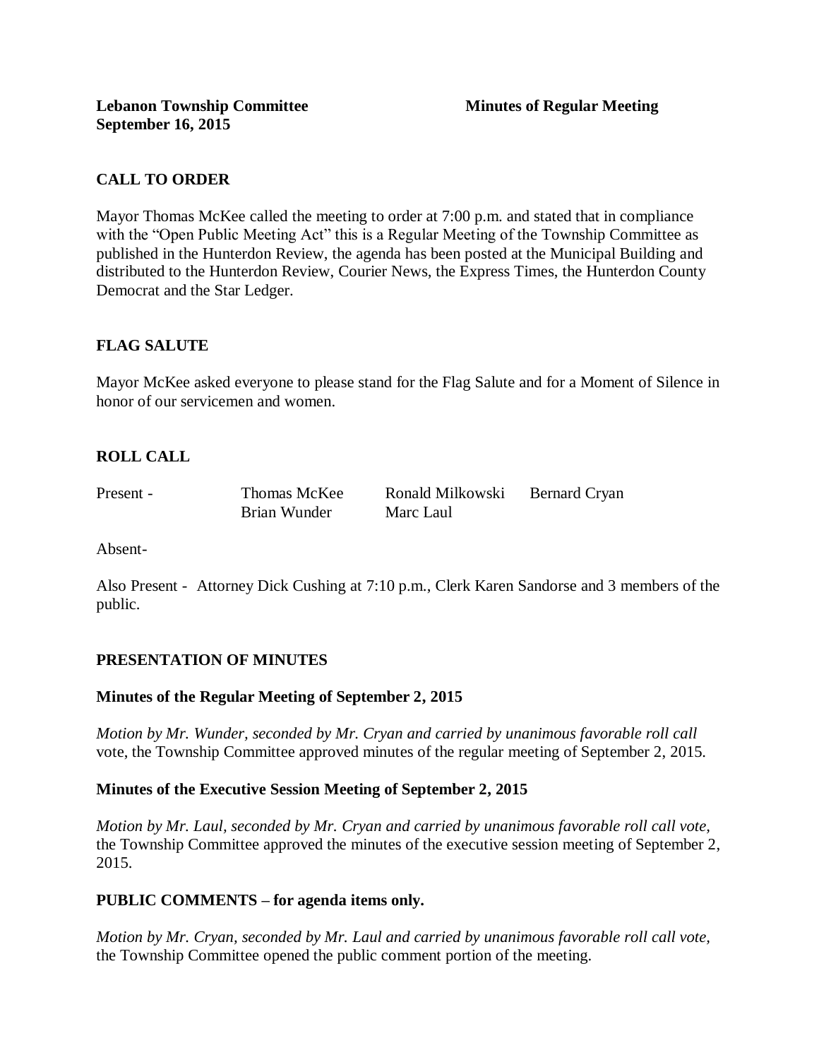**Lebanon Township Committee** **Minutes of Regular Meeting**
**September 16, 2015**

## CALL TO ORDER

Mayor Thomas McKee called the meeting to order at 7:00 p.m. and stated that in compliance with the "Open Public Meeting Act" this is a Regular Meeting of the Township Committee as published in the Hunterdon Review, the agenda has been posted at the Municipal Building and distributed to the Hunterdon Review, Courier News, the Express Times, the Hunterdon County Democrat and the Star Ledger.

## FLAG SALUTE

Mayor McKee asked everyone to please stand for the Flag Salute and for a Moment of Silence in honor of our servicemen and women.

## ROLL CALL

| Present - | Thomas McKee | Ronald Milkowski | Bernard Cryan |
|---|---|---|---|
| | Brian Wunder | Marc Laul | |

Absent-

Also Present - Attorney Dick Cushing at 7:10 p.m., Clerk Karen Sandorse and 3 members of the public.

## PRESENTATION OF MINUTES

### Minutes of the Regular Meeting of September 2, 2015

*Motion by Mr. Wunder, seconded by Mr. Cryan and carried by unanimous favorable roll call* vote, the Township Committee approved minutes of the regular meeting of September 2, 2015.

### Minutes of the Executive Session Meeting of September 2, 2015

*Motion by Mr. Laul, seconded by Mr. Cryan and carried by unanimous favorable roll call vote,* the Township Committee approved the minutes of the executive session meeting of September 2, 2015.

## PUBLIC COMMENTS – for agenda items only.

*Motion by Mr. Cryan, seconded by Mr. Laul and carried by unanimous favorable roll call vote,* the Township Committee opened the public comment portion of the meeting.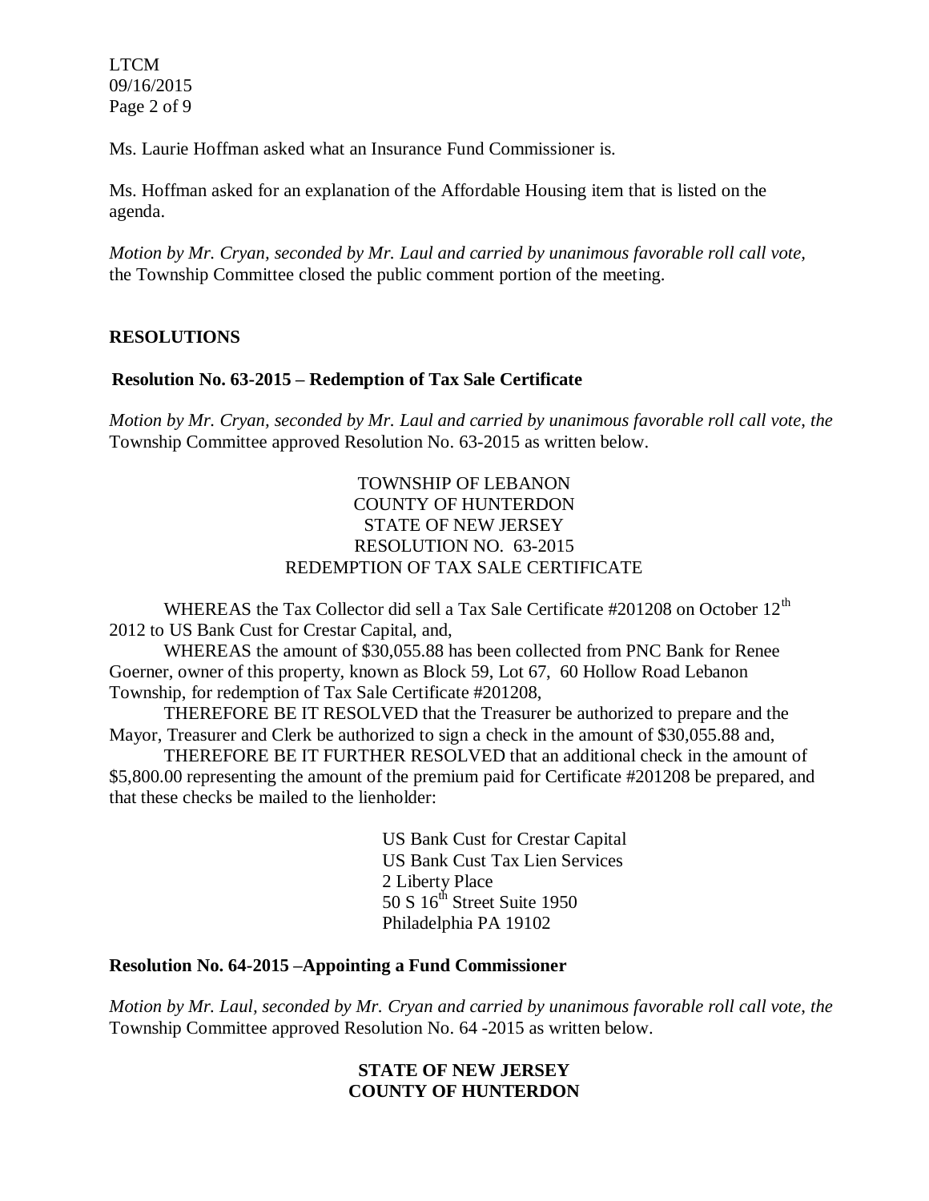Ms. Laurie Hoffman asked what an Insurance Fund Commissioner is.

Ms. Hoffman asked for an explanation of the Affordable Housing item that is listed on the agenda.

*Motion by Mr. Cryan, seconded by Mr. Laul and carried by unanimous favorable roll call vote,* the Township Committee closed the public comment portion of the meeting.

## RESOLUTIONS

### Resolution No. 63-2015 – Redemption of Tax Sale Certificate

*Motion by Mr. Cryan, seconded by Mr. Laul and carried by unanimous favorable roll call vote, the* Township Committee approved Resolution No. 63-2015 as written below.

TOWNSHIP OF LEBANON
COUNTY OF HUNTERDON
STATE OF NEW JERSEY
RESOLUTION NO. 63-2015
REDEMPTION OF TAX SALE CERTIFICATE

WHEREAS the Tax Collector did sell a Tax Sale Certificate #201208 on October 12th 2012 to US Bank Cust for Crestar Capital, and,

WHEREAS the amount of $30,055.88 has been collected from PNC Bank for Renee Goerner, owner of this property, known as Block 59, Lot 67, 60 Hollow Road Lebanon Township, for redemption of Tax Sale Certificate #201208,

THEREFORE BE IT RESOLVED that the Treasurer be authorized to prepare and the Mayor, Treasurer and Clerk be authorized to sign a check in the amount of $30,055.88 and,

THEREFORE BE IT FURTHER RESOLVED that an additional check in the amount of $5,800.00 representing the amount of the premium paid for Certificate #201208 be prepared, and that these checks be mailed to the lienholder:

US Bank Cust for Crestar Capital
US Bank Cust Tax Lien Services
2 Liberty Place
50 S 16th Street Suite 1950
Philadelphia PA 19102

### Resolution No. 64-2015 –Appointing a Fund Commissioner

*Motion by Mr. Laul, seconded by Mr. Cryan and carried by unanimous favorable roll call vote, the* Township Committee approved Resolution No. 64 -2015 as written below.

**STATE OF NEW JERSEY**
**COUNTY OF HUNTERDON**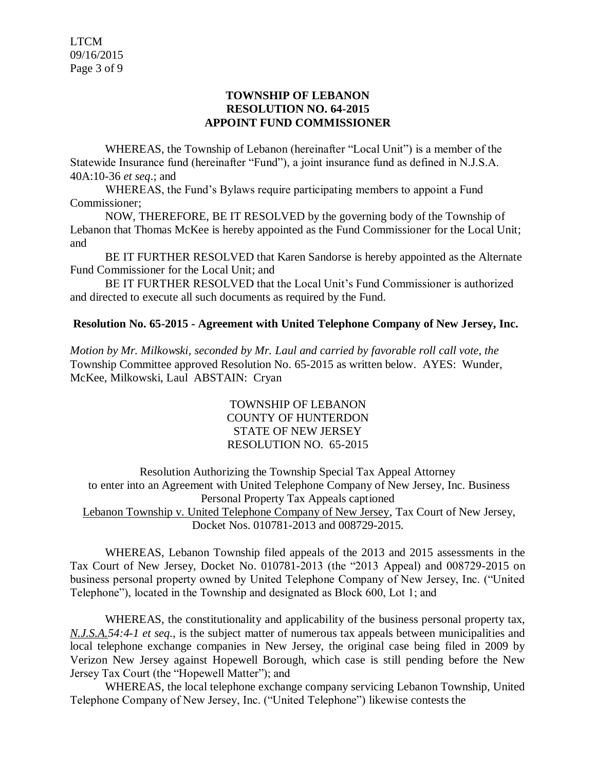**TOWNSHIP OF LEBANON**
**RESOLUTION NO. 64-2015**
**APPOINT FUND COMMISSIONER**

WHEREAS, the Township of Lebanon (hereinafter "Local Unit") is a member of the Statewide Insurance fund (hereinafter "Fund"), a joint insurance fund as defined in N.J.S.A. 40A:10-36 *et seq*.; and

WHEREAS, the Fund's Bylaws require participating members to appoint a Fund Commissioner;

NOW, THEREFORE, BE IT RESOLVED by the governing body of the Township of Lebanon that Thomas McKee is hereby appointed as the Fund Commissioner for the Local Unit; and

BE IT FURTHER RESOLVED that Karen Sandorse is hereby appointed as the Alternate Fund Commissioner for the Local Unit; and

BE IT FURTHER RESOLVED that the Local Unit's Fund Commissioner is authorized and directed to execute all such documents as required by the Fund.

**Resolution No. 65-2015 - Agreement with United Telephone Company of New Jersey, Inc.**

*Motion by Mr. Milkowski, seconded by Mr. Laul and carried by favorable roll call vote, the* Township Committee approved Resolution No. 65-2015 as written below. AYES: Wunder, McKee, Milkowski, Laul ABSTAIN: Cryan

TOWNSHIP OF LEBANON
COUNTY OF HUNTERDON
STATE OF NEW JERSEY
RESOLUTION NO. 65-2015

Resolution Authorizing the Township Special Tax Appeal Attorney to enter into an Agreement with United Telephone Company of New Jersey, Inc. Business Personal Property Tax Appeals captioned Lebanon Township v. United Telephone Company of New Jersey, Tax Court of New Jersey, Docket Nos. 010781-2013 and 008729-2015.

WHEREAS, Lebanon Township filed appeals of the 2013 and 2015 assessments in the Tax Court of New Jersey, Docket No. 010781-2013 (the "2013 Appeal) and 008729-2015 on business personal property owned by United Telephone Company of New Jersey, Inc. ("United Telephone"), located in the Township and designated as Block 600, Lot 1; and

WHEREAS, the constitutionality and applicability of the business personal property tax, *N.J.S.A.54:4-1 et seq.*, is the subject matter of numerous tax appeals between municipalities and local telephone exchange companies in New Jersey, the original case being filed in 2009 by Verizon New Jersey against Hopewell Borough, which case is still pending before the New Jersey Tax Court (the "Hopewell Matter"); and

WHEREAS, the local telephone exchange company servicing Lebanon Township, United Telephone Company of New Jersey, Inc. ("United Telephone") likewise contests the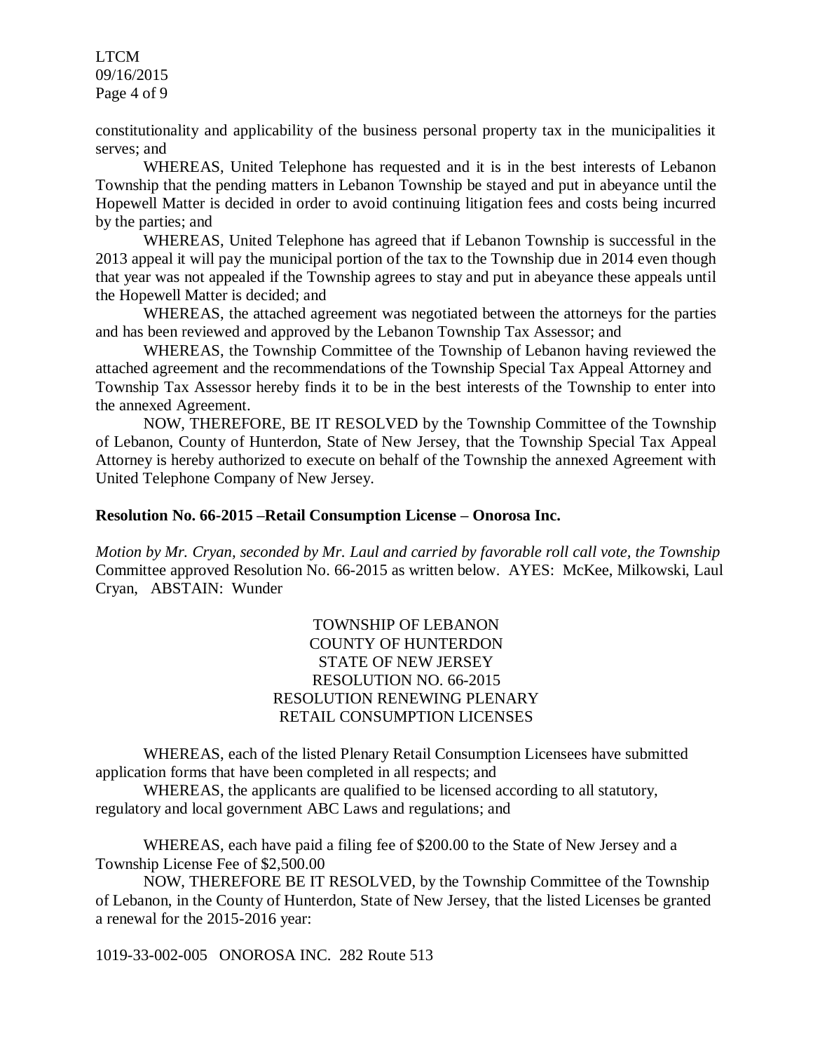constitutionality and applicability of the business personal property tax in the municipalities it serves; and

WHEREAS, United Telephone has requested and it is in the best interests of Lebanon Township that the pending matters in Lebanon Township be stayed and put in abeyance until the Hopewell Matter is decided in order to avoid continuing litigation fees and costs being incurred by the parties; and

WHEREAS, United Telephone has agreed that if Lebanon Township is successful in the 2013 appeal it will pay the municipal portion of the tax to the Township due in 2014 even though that year was not appealed if the Township agrees to stay and put in abeyance these appeals until the Hopewell Matter is decided; and

WHEREAS, the attached agreement was negotiated between the attorneys for the parties and has been reviewed and approved by the Lebanon Township Tax Assessor; and

WHEREAS, the Township Committee of the Township of Lebanon having reviewed the attached agreement and the recommendations of the Township Special Tax Appeal Attorney and Township Tax Assessor hereby finds it to be in the best interests of the Township to enter into the annexed Agreement.

NOW, THEREFORE, BE IT RESOLVED by the Township Committee of the Township of Lebanon, County of Hunterdon, State of New Jersey, that the Township Special Tax Appeal Attorney is hereby authorized to execute on behalf of the Township the annexed Agreement with United Telephone Company of New Jersey.

**Resolution No. 66-2015 –Retail Consumption License – Onorosa Inc.**

*Motion by Mr. Cryan, seconded by Mr. Laul and carried by favorable roll call vote, the Township* Committee approved Resolution No. 66-2015 as written below. AYES: McKee, Milkowski, Laul Cryan, ABSTAIN: Wunder

TOWNSHIP OF LEBANON
COUNTY OF HUNTERDON
STATE OF NEW JERSEY
RESOLUTION NO. 66-2015
RESOLUTION RENEWING PLENARY
RETAIL CONSUMPTION LICENSES

WHEREAS, each of the listed Plenary Retail Consumption Licensees have submitted application forms that have been completed in all respects; and

WHEREAS, the applicants are qualified to be licensed according to all statutory, regulatory and local government ABC Laws and regulations; and

WHEREAS, each have paid a filing fee of $200.00 to the State of New Jersey and a Township License Fee of $2,500.00

NOW, THEREFORE BE IT RESOLVED, by the Township Committee of the Township of Lebanon, in the County of Hunterdon, State of New Jersey, that the listed Licenses be granted a renewal for the 2015-2016 year:

1019-33-002-005 ONOROSA INC. 282 Route 513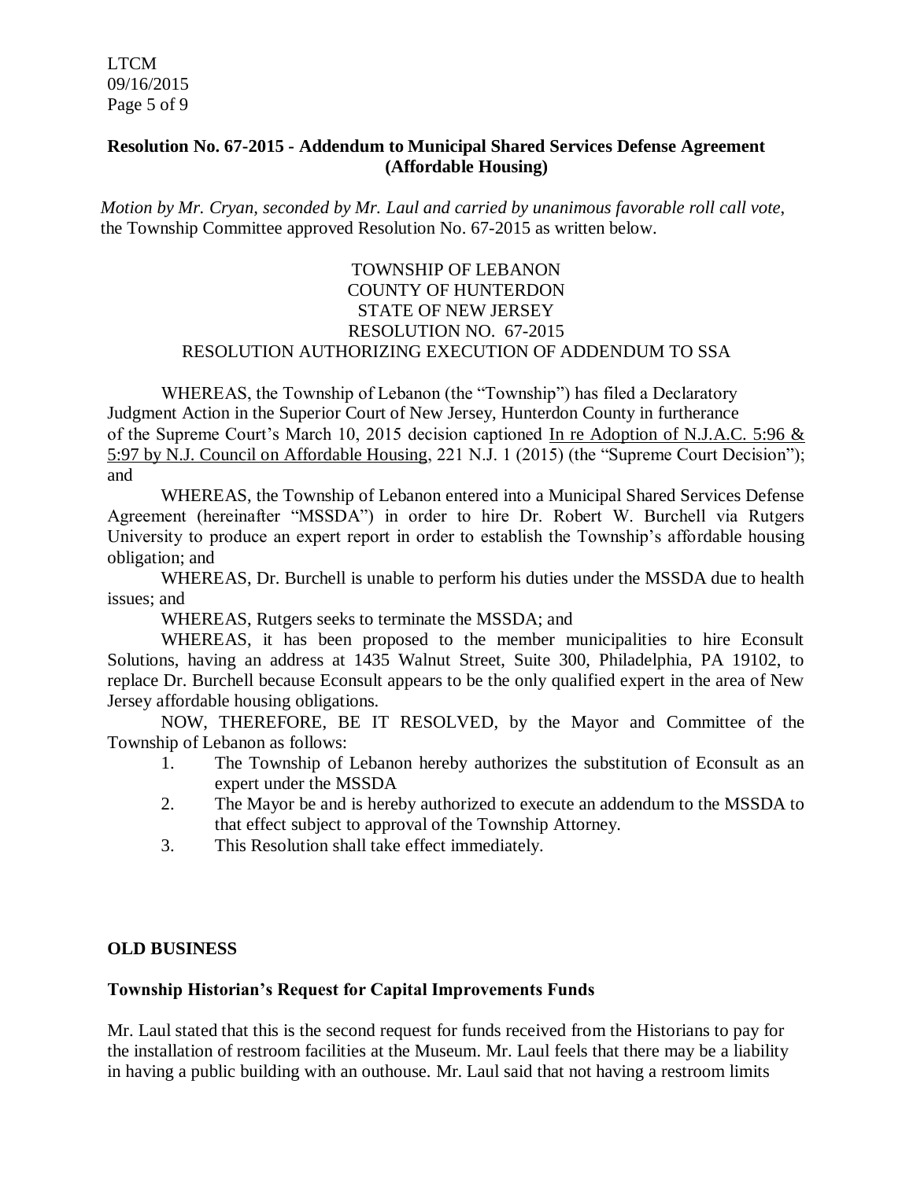**Resolution No. 67-2015 - Addendum to Municipal Shared Services Defense Agreement (Affordable Housing)**

*Motion by Mr. Cryan, seconded by Mr. Laul and carried by unanimous favorable roll call vote,* the Township Committee approved Resolution No. 67-2015 as written below.

TOWNSHIP OF LEBANON
COUNTY OF HUNTERDON
STATE OF NEW JERSEY
RESOLUTION NO. 67-2015
RESOLUTION AUTHORIZING EXECUTION OF ADDENDUM TO SSA

WHEREAS, the Township of Lebanon (the "Township") has filed a Declaratory Judgment Action in the Superior Court of New Jersey, Hunterdon County in furtherance of the Supreme Court's March 10, 2015 decision captioned In re Adoption of N.J.A.C. 5:96 & 5:97 by N.J. Council on Affordable Housing, 221 N.J. 1 (2015) (the "Supreme Court Decision"); and

WHEREAS, the Township of Lebanon entered into a Municipal Shared Services Defense Agreement (hereinafter "MSSDA") in order to hire Dr. Robert W. Burchell via Rutgers University to produce an expert report in order to establish the Township's affordable housing obligation; and

WHEREAS, Dr. Burchell is unable to perform his duties under the MSSDA due to health issues; and

WHEREAS, Rutgers seeks to terminate the MSSDA; and

WHEREAS, it has been proposed to the member municipalities to hire Econsult Solutions, having an address at 1435 Walnut Street, Suite 300, Philadelphia, PA 19102, to replace Dr. Burchell because Econsult appears to be the only qualified expert in the area of New Jersey affordable housing obligations.

NOW, THEREFORE, BE IT RESOLVED, by the Mayor and Committee of the Township of Lebanon as follows:

1. The Township of Lebanon hereby authorizes the substitution of Econsult as an expert under the MSSDA
2. The Mayor be and is hereby authorized to execute an addendum to the MSSDA to that effect subject to approval of the Township Attorney.
3. This Resolution shall take effect immediately.

**OLD BUSINESS**

**Township Historian's Request for Capital Improvements Funds**

Mr. Laul stated that this is the second request for funds received from the Historians to pay for the installation of restroom facilities at the Museum. Mr. Laul feels that there may be a liability in having a public building with an outhouse. Mr. Laul said that not having a restroom limits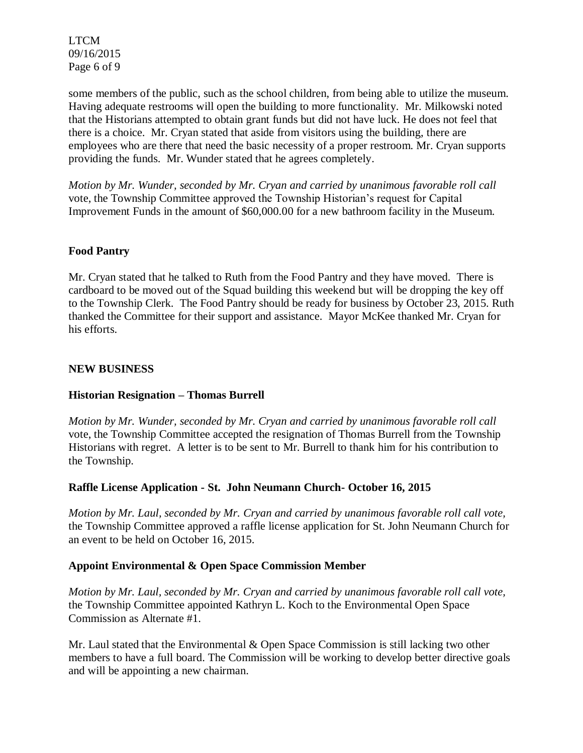some members of the public, such as the school children, from being able to utilize the museum. Having adequate restrooms will open the building to more functionality. Mr. Milkowski noted that the Historians attempted to obtain grant funds but did not have luck. He does not feel that there is a choice. Mr. Cryan stated that aside from visitors using the building, there are employees who are there that need the basic necessity of a proper restroom. Mr. Cryan supports providing the funds. Mr. Wunder stated that he agrees completely.

*Motion by Mr. Wunder, seconded by Mr. Cryan and carried by unanimous favorable roll call* vote, the Township Committee approved the Township Historian's request for Capital Improvement Funds in the amount of $60,000.00 for a new bathroom facility in the Museum.

**Food Pantry**

Mr. Cryan stated that he talked to Ruth from the Food Pantry and they have moved. There is cardboard to be moved out of the Squad building this weekend but will be dropping the key off to the Township Clerk. The Food Pantry should be ready for business by October 23, 2015. Ruth thanked the Committee for their support and assistance. Mayor McKee thanked Mr. Cryan for his efforts.

## NEW BUSINESS

**Historian Resignation – Thomas Burrell**

*Motion by Mr. Wunder, seconded by Mr. Cryan and carried by unanimous favorable roll call* vote, the Township Committee accepted the resignation of Thomas Burrell from the Township Historians with regret. A letter is to be sent to Mr. Burrell to thank him for his contribution to the Township.

**Raffle License Application - St. John Neumann Church- October 16, 2015**

*Motion by Mr. Laul, seconded by Mr. Cryan and carried by unanimous favorable roll call vote,* the Township Committee approved a raffle license application for St. John Neumann Church for an event to be held on October 16, 2015.

**Appoint Environmental & Open Space Commission Member**

*Motion by Mr. Laul, seconded by Mr. Cryan and carried by unanimous favorable roll call vote,* the Township Committee appointed Kathryn L. Koch to the Environmental Open Space Commission as Alternate #1.

Mr. Laul stated that the Environmental & Open Space Commission is still lacking two other members to have a full board. The Commission will be working to develop better directive goals and will be appointing a new chairman.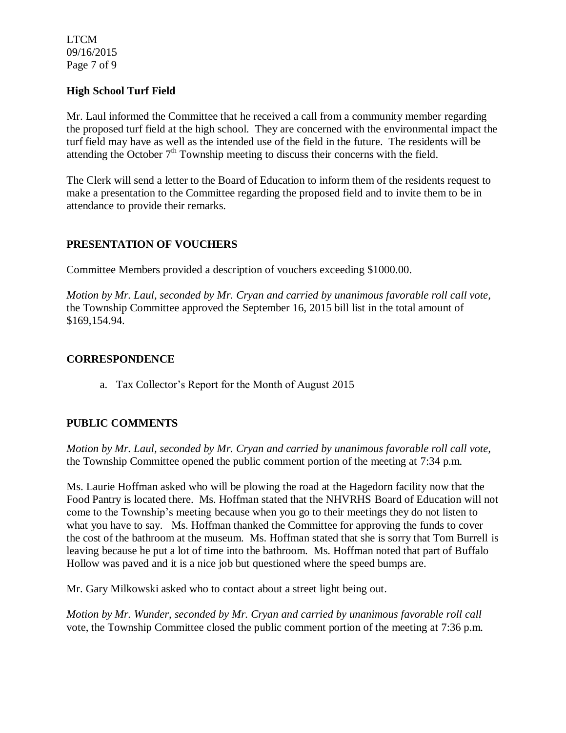**High School Turf Field**

Mr. Laul informed the Committee that he received a call from a community member regarding the proposed turf field at the high school. They are concerned with the environmental impact the turf field may have as well as the intended use of the field in the future. The residents will be attending the October 7th Township meeting to discuss their concerns with the field.

The Clerk will send a letter to the Board of Education to inform them of the residents request to make a presentation to the Committee regarding the proposed field and to invite them to be in attendance to provide their remarks.

## PRESENTATION OF VOUCHERS

Committee Members provided a description of vouchers exceeding $1000.00.

*Motion by Mr. Laul, seconded by Mr. Cryan and carried by unanimous favorable roll call vote,* the Township Committee approved the September 16, 2015 bill list in the total amount of $169,154.94.

## CORRESPONDENCE

a. Tax Collector's Report for the Month of August 2015

## PUBLIC COMMENTS

*Motion by Mr. Laul, seconded by Mr. Cryan and carried by unanimous favorable roll call vote,* the Township Committee opened the public comment portion of the meeting at 7:34 p.m.

Ms. Laurie Hoffman asked who will be plowing the road at the Hagedorn facility now that the Food Pantry is located there. Ms. Hoffman stated that the NHVRHS Board of Education will not come to the Township's meeting because when you go to their meetings they do not listen to what you have to say. Ms. Hoffman thanked the Committee for approving the funds to cover the cost of the bathroom at the museum. Ms. Hoffman stated that she is sorry that Tom Burrell is leaving because he put a lot of time into the bathroom. Ms. Hoffman noted that part of Buffalo Hollow was paved and it is a nice job but questioned where the speed bumps are.

Mr. Gary Milkowski asked who to contact about a street light being out.

*Motion by Mr. Wunder, seconded by Mr. Cryan and carried by unanimous favorable roll call* vote, the Township Committee closed the public comment portion of the meeting at 7:36 p.m.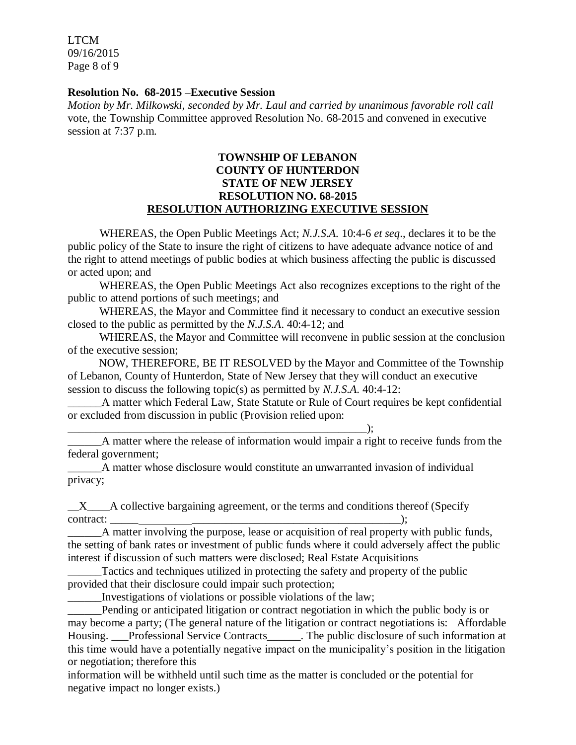**Resolution No. 68-2015 –Executive Session**

*Motion by Mr. Milkowski, seconded by Mr. Laul and carried by unanimous favorable roll call* vote, the Township Committee approved Resolution No. 68-2015 and convened in executive session at 7:37 p.m.

**TOWNSHIP OF LEBANON**
**COUNTY OF HUNTERDON**
**STATE OF NEW JERSEY**
**RESOLUTION NO. 68-2015**
**RESOLUTION AUTHORIZING EXECUTIVE SESSION**

WHEREAS, the Open Public Meetings Act; *N.J.S.A.* 10:4-6 *et seq*., declares it to be the public policy of the State to insure the right of citizens to have adequate advance notice of and the right to attend meetings of public bodies at which business affecting the public is discussed or acted upon; and

WHEREAS, the Open Public Meetings Act also recognizes exceptions to the right of the public to attend portions of such meetings; and

WHEREAS, the Mayor and Committee find it necessary to conduct an executive session closed to the public as permitted by the *N.J.S.A*. 40:4-12; and

WHEREAS, the Mayor and Committee will reconvene in public session at the conclusion of the executive session;

NOW, THEREFORE, BE IT RESOLVED by the Mayor and Committee of the Township of Lebanon, County of Hunterdon, State of New Jersey that they will conduct an executive session to discuss the following topic(s) as permitted by *N.J.S.A*. 40:4-12:

______A matter which Federal Law, State Statute or Rule of Court requires be kept confidential or excluded from discussion in public (Provision relied upon: ________________________________________________________);

______A matter where the release of information would impair a right to receive funds from the federal government;

______A matter whose disclosure would constitute an unwarranted invasion of individual privacy;

__X____A collective bargaining agreement, or the terms and conditions thereof (Specify contract: ______________________________________________________);

______A matter involving the purpose, lease or acquisition of real property with public funds, the setting of bank rates or investment of public funds where it could adversely affect the public interest if discussion of such matters were disclosed; Real Estate Acquisitions

______Tactics and techniques utilized in protecting the safety and property of the public provided that their disclosure could impair such protection;

______Investigations of violations or possible violations of the law;

______Pending or anticipated litigation or contract negotiation in which the public body is or may become a party; (The general nature of the litigation or contract negotiations is: Affordable Housing. ___Professional Service Contracts______. The public disclosure of such information at this time would have a potentially negative impact on the municipality's position in the litigation or negotiation; therefore this information will be withheld until such time as the matter is concluded or the potential for negative impact no longer exists.)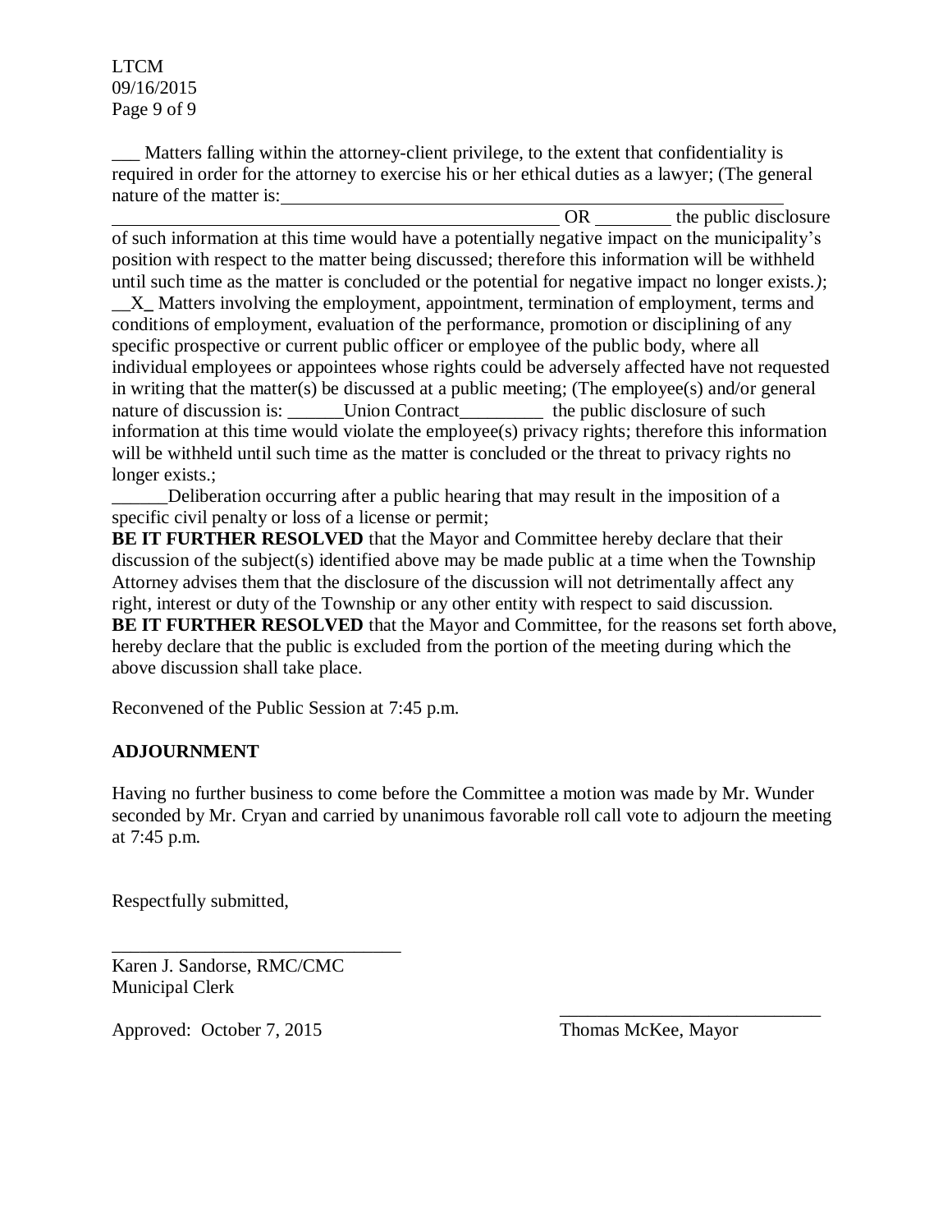___ Matters falling within the attorney-client privilege, to the extent that confidentiality is required in order for the attorney to exercise his or her ethical duties as a lawyer; (The general nature of the matter is: ________________________________________________________

__________________________________________________ OR ________ the public disclosure of such information at this time would have a potentially negative impact on the municipality's position with respect to the matter being discussed; therefore this information will be withheld until such time as the matter is concluded or the potential for negative impact no longer exists.*)*;

__X_ Matters involving the employment, appointment, termination of employment, terms and conditions of employment, evaluation of the performance, promotion or disciplining of any specific prospective or current public officer or employee of the public body, where all individual employees or appointees whose rights could be adversely affected have not requested in writing that the matter(s) be discussed at a public meeting; (The employee(s) and/or general nature of discussion is: ______Union Contract_________ the public disclosure of such information at this time would violate the employee(s) privacy rights; therefore this information will be withheld until such time as the matter is concluded or the threat to privacy rights no longer exists.;

______Deliberation occurring after a public hearing that may result in the imposition of a specific civil penalty or loss of a license or permit;

**BE IT FURTHER RESOLVED** that the Mayor and Committee hereby declare that their discussion of the subject(s) identified above may be made public at a time when the Township Attorney advises them that the disclosure of the discussion will not detrimentally affect any right, interest or duty of the Township or any other entity with respect to said discussion.

**BE IT FURTHER RESOLVED** that the Mayor and Committee, for the reasons set forth above, hereby declare that the public is excluded from the portion of the meeting during which the above discussion shall take place.

Reconvened of the Public Session at 7:45 p.m.

**ADJOURNMENT**

Having no further business to come before the Committee a motion was made by Mr. Wunder seconded by Mr. Cryan and carried by unanimous favorable roll call vote to adjourn the meeting at 7:45 p.m.

Respectfully submitted,

_______________________________

Karen J. Sandorse, RMC/CMC
Municipal Clerk

_____________________________

Approved: October 7, 2015

Thomas McKee, Mayor